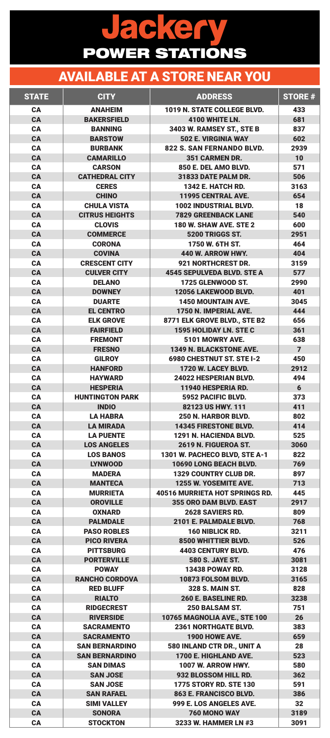# Jackery POWER STATIONS

## AVAILABLE AT A STORE NEAR YOU

| STATE | CITY | ADDRESS | STORE # |
|---|---|---|---|
| CA | ANAHEIM | 1019 N. STATE COLLEGE BLVD. | 433 |
| CA | BAKERSFIELD | 4100 WHITE LN. | 681 |
| CA | BANNING | 3403 W. RAMSEY ST., STE B | 837 |
| CA | BARSTOW | 502 E. VIRGINIA WAY | 602 |
| CA | BURBANK | 822 S. SAN FERNANDO BLVD. | 2939 |
| CA | CAMARILLO | 351 CARMEN DR. | 10 |
| CA | CARSON | 850 E. DEL AMO BLVD. | 571 |
| CA | CATHEDRAL CITY | 31833 DATE PALM DR. | 506 |
| CA | CERES | 1342 E. HATCH RD. | 3163 |
| CA | CHINO | 11995 CENTRAL AVE. | 654 |
| CA | CHULA VISTA | 1002 INDUSTRIAL BLVD. | 18 |
| CA | CITRUS HEIGHTS | 7829 GREENBACK LANE | 540 |
| CA | CLOVIS | 180 W. SHAW AVE. STE 2 | 600 |
| CA | COMMERCE | 5200 TRIGGS ST. | 2951 |
| CA | CORONA | 1750 W. 6TH ST. | 464 |
| CA | COVINA | 440 W. ARROW HWY. | 404 |
| CA | CRESCENT CITY | 921 NORTHCREST DR. | 3159 |
| CA | CULVER CITY | 4545 SEPULVEDA BLVD. STE A | 577 |
| CA | DELANO | 1725 GLENWOOD ST. | 2990 |
| CA | DOWNEY | 12056 LAKEWOOD BLVD. | 401 |
| CA | DUARTE | 1450 MOUNTAIN AVE. | 3045 |
| CA | EL CENTRO | 1750 N. IMPERIAL AVE. | 444 |
| CA | ELK GROVE | 8771 ELK GROVE BLVD., STE B2 | 656 |
| CA | FAIRFIELD | 1595 HOLIDAY LN. STE C | 361 |
| CA | FREMONT | 5101 MOWRY AVE. | 638 |
| CA | FRESNO | 1349 N. BLACKSTONE AVE. | 7 |
| CA | GILROY | 6980 CHESTNUT ST. STE I-2 | 450 |
| CA | HANFORD | 1720 W. LACEY BLVD. | 2912 |
| CA | HAYWARD | 24022 HESPERIAN BLVD. | 494 |
| CA | HESPERIA | 11940 HESPERIA RD. | 6 |
| CA | HUNTINGTON PARK | 5952 PACIFIC BLVD. | 373 |
| CA | INDIO | 82123 US HWY. 111 | 411 |
| CA | LA HABRA | 250 N. HARBOR BLVD. | 802 |
| CA | LA MIRADA | 14345 FIRESTONE BLVD. | 414 |
| CA | LA PUENTE | 1291 N. HACIENDA BLVD. | 525 |
| CA | LOS ANGELES | 2619 N. FIGUEROA ST. | 3060 |
| CA | LOS BANOS | 1301 W. PACHECO BLVD, STE A-1 | 822 |
| CA | LYNWOOD | 10690 LONG BEACH BLVD. | 769 |
| CA | MADERA | 1329 COUNTRY CLUB DR. | 897 |
| CA | MANTECA | 1255 W. YOSEMITE AVE. | 713 |
| CA | MURRIETA | 40516 MURRIETA HOT SPRINGS RD. | 445 |
| CA | OROVILLE | 355 ORO DAM BLVD. EAST | 2917 |
| CA | OXNARD | 2628 SAVIERS RD. | 809 |
| CA | PALMDALE | 2101 E. PALMDALE BLVD. | 768 |
| CA | PASO ROBLES | 160 NIBLICK RD. | 3211 |
| CA | PICO RIVERA | 8500 WHITTIER BLVD. | 526 |
| CA | PITTSBURG | 4403 CENTURY BLVD. | 476 |
| CA | PORTERVILLE | 580 S. JAYE ST. | 3081 |
| CA | POWAY | 13438 POWAY RD. | 3128 |
| CA | RANCHO CORDOVA | 10873 FOLSOM BLVD. | 3165 |
| CA | RED BLUFF | 328 S. MAIN ST. | 828 |
| CA | RIALTO | 260 E. BASELINE RD. | 3238 |
| CA | RIDGECREST | 250 BALSAM ST. | 751 |
| CA | RIVERSIDE | 10765 MAGNOLIA AVE., STE 100 | 26 |
| CA | SACRAMENTO | 2361 NORTHGATE BLVD. | 383 |
| CA | SACRAMENTO | 1900 HOWE AVE. | 659 |
| CA | SAN BERNARDINO | 580 INLAND CTR DR., UNIT A | 28 |
| CA | SAN BERNARDINO | 1700 E. HIGHLAND AVE. | 523 |
| CA | SAN DIMAS | 1007 W. ARROW HWY. | 580 |
| CA | SAN JOSE | 932 BLOSSOM HILL RD. | 362 |
| CA | SAN JOSE | 1775 STORY RD. STE 130 | 591 |
| CA | SAN RAFAEL | 863 E. FRANCISCO BLVD. | 386 |
| CA | SIMI VALLEY | 999 E. LOS ANGELES AVE. | 32 |
| CA | SONORA | 760 MONO WAY | 3189 |
| CA | STOCKTON | 3233 W. HAMMER LN #3 | 3091 |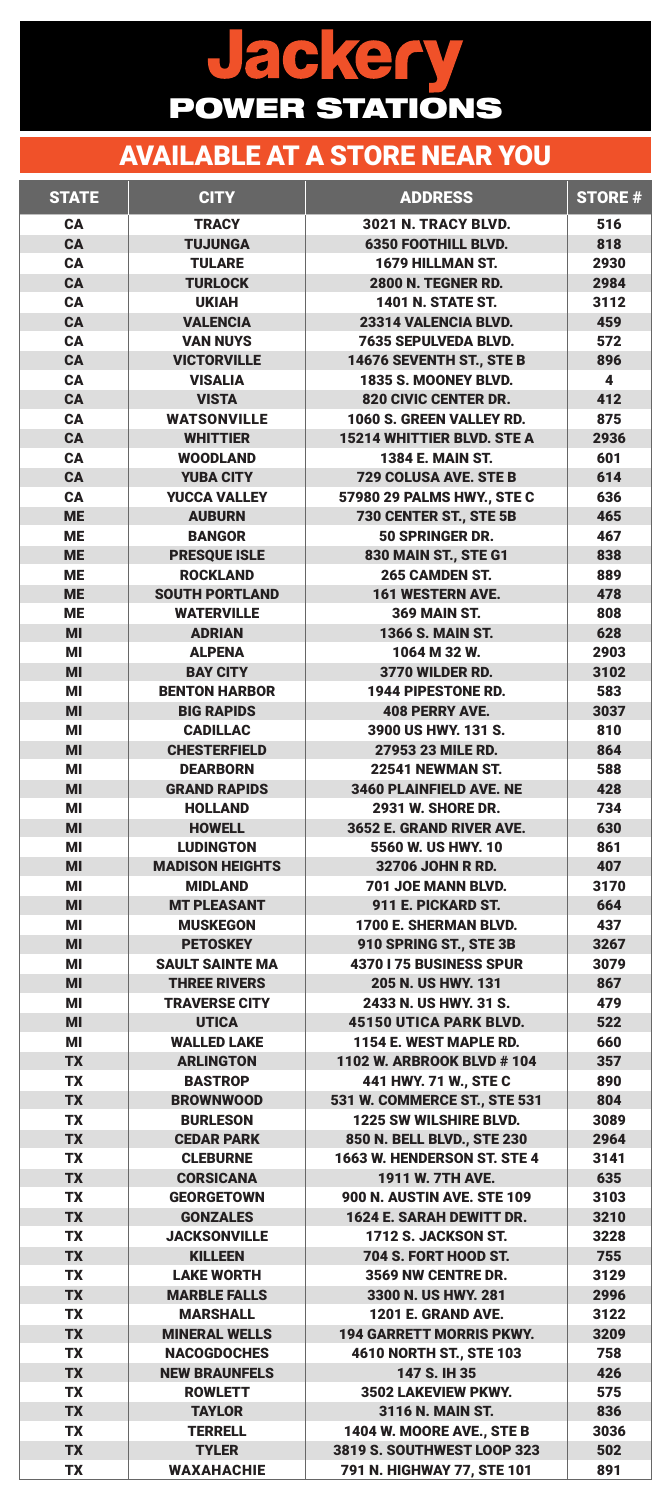# Jackery POWER STATIONS

## AVAILABLE AT A STORE NEAR YOU

| STATE | CITY | ADDRESS | STORE # |
|---|---|---|---|
| CA | TRACY | 3021 N. TRACY BLVD. | 516 |
| CA | TUJUNGA | 6350 FOOTHILL BLVD. | 818 |
| CA | TULARE | 1679 HILLMAN ST. | 2930 |
| CA | TURLOCK | 2800 N. TEGNER RD. | 2984 |
| CA | UKIAH | 1401 N. STATE ST. | 3112 |
| CA | VALENCIA | 23314 VALENCIA BLVD. | 459 |
| CA | VAN NUYS | 7635 SEPULVEDA BLVD. | 572 |
| CA | VICTORVILLE | 14676 SEVENTH ST., STE B | 896 |
| CA | VISALIA | 1835 S. MOONEY BLVD. | 4 |
| CA | VISTA | 820 CIVIC CENTER DR. | 412 |
| CA | WATSONVILLE | 1060 S. GREEN VALLEY RD. | 875 |
| CA | WHITTIER | 15214 WHITTIER BLVD. STE A | 2936 |
| CA | WOODLAND | 1384 E. MAIN ST. | 601 |
| CA | YUBA CITY | 729 COLUSA AVE. STE B | 614 |
| CA | YUCCA VALLEY | 57980 29 PALMS HWY., STE C | 636 |
| ME | AUBURN | 730 CENTER ST., STE 5B | 465 |
| ME | BANGOR | 50 SPRINGER DR. | 467 |
| ME | PRESQUE ISLE | 830 MAIN ST., STE G1 | 838 |
| ME | ROCKLAND | 265 CAMDEN ST. | 889 |
| ME | SOUTH PORTLAND | 161 WESTERN AVE. | 478 |
| ME | WATERVILLE | 369 MAIN ST. | 808 |
| MI | ADRIAN | 1366 S. MAIN ST. | 628 |
| MI | ALPENA | 1064 M 32 W. | 2903 |
| MI | BAY CITY | 3770 WILDER RD. | 3102 |
| MI | BENTON HARBOR | 1944 PIPESTONE RD. | 583 |
| MI | BIG RAPIDS | 408 PERRY AVE. | 3037 |
| MI | CADILLAC | 3900 US HWY. 131 S. | 810 |
| MI | CHESTERFIELD | 27953 23 MILE RD. | 864 |
| MI | DEARBORN | 22541 NEWMAN ST. | 588 |
| MI | GRAND RAPIDS | 3460 PLAINFIELD AVE. NE | 428 |
| MI | HOLLAND | 2931 W. SHORE DR. | 734 |
| MI | HOWELL | 3652 E. GRAND RIVER AVE. | 630 |
| MI | LUDINGTON | 5560 W. US HWY. 10 | 861 |
| MI | MADISON HEIGHTS | 32706 JOHN R RD. | 407 |
| MI | MIDLAND | 701 JOE MANN BLVD. | 3170 |
| MI | MT PLEASANT | 911 E. PICKARD ST. | 664 |
| MI | MUSKEGON | 1700 E. SHERMAN BLVD. | 437 |
| MI | PETOSKEY | 910 SPRING ST., STE 3B | 3267 |
| MI | SAULT SAINTE MA | 4370 I 75 BUSINESS SPUR | 3079 |
| MI | THREE RIVERS | 205 N. US HWY. 131 | 867 |
| MI | TRAVERSE CITY | 2433 N. US HWY. 31 S. | 479 |
| MI | UTICA | 45150 UTICA PARK BLVD. | 522 |
| MI | WALLED LAKE | 1154 E. WEST MAPLE RD. | 660 |
| TX | ARLINGTON | 1102 W. ARBROOK BLVD # 104 | 357 |
| TX | BASTROP | 441 HWY. 71 W., STE C | 890 |
| TX | BROWNWOOD | 531 W. COMMERCE ST., STE 531 | 804 |
| TX | BURLESON | 1225 SW WILSHIRE BLVD. | 3089 |
| TX | CEDAR PARK | 850 N. BELL BLVD., STE 230 | 2964 |
| TX | CLEBURNE | 1663 W. HENDERSON ST. STE 4 | 3141 |
| TX | CORSICANA | 1911 W. 7TH AVE. | 635 |
| TX | GEORGETOWN | 900 N. AUSTIN AVE. STE 109 | 3103 |
| TX | GONZALES | 1624 E. SARAH DEWITT DR. | 3210 |
| TX | JACKSONVILLE | 1712 S. JACKSON ST. | 3228 |
| TX | KILLEEN | 704 S. FORT HOOD ST. | 755 |
| TX | LAKE WORTH | 3569 NW CENTRE DR. | 3129 |
| TX | MARBLE FALLS | 3300 N. US HWY. 281 | 2996 |
| TX | MARSHALL | 1201 E. GRAND AVE. | 3122 |
| TX | MINERAL WELLS | 194 GARRETT MORRIS PKWY. | 3209 |
| TX | NACOGDOCHES | 4610 NORTH ST., STE 103 | 758 |
| TX | NEW BRAUNFELS | 147 S. IH 35 | 426 |
| TX | ROWLETT | 3502 LAKEVIEW PKWY. | 575 |
| TX | TAYLOR | 3116 N. MAIN ST. | 836 |
| TX | TERRELL | 1404 W. MOORE AVE., STE B | 3036 |
| TX | TYLER | 3819 S. SOUTHWEST LOOP 323 | 502 |
| TX | WAXAHACHIE | 791 N. HIGHWAY 77, STE 101 | 891 |